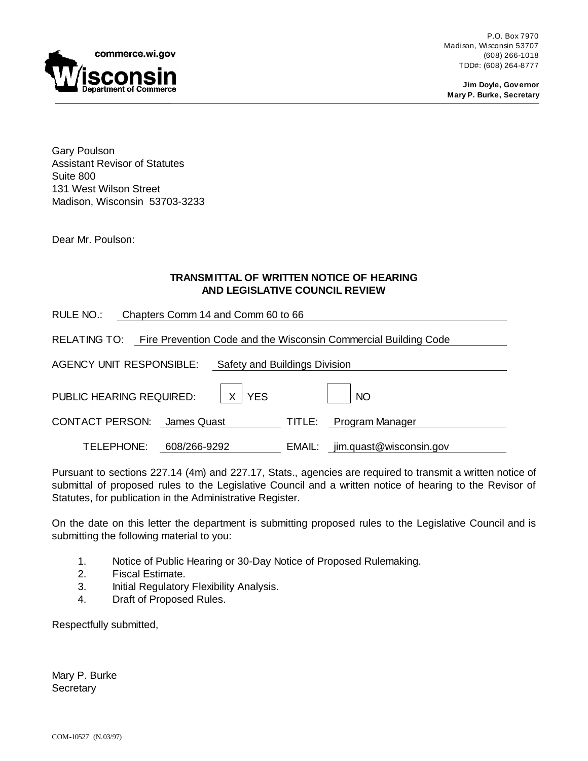commerce.wi.gov

**Wisconsin**
**Department of Commerce**

P.O. Box 7970
Madison, Wisconsin 53707
(608) 266-1018
TDD#: (608) 264-8777

**Jim Doyle, Governor**
**Mary P. Burke, Secretary**

---

Gary Poulson
Assistant Revisor of Statutes
Suite 800
131 West Wilson Street
Madison, Wisconsin 53703-3233

Dear Mr. Poulson:

## TRANSMITTAL OF WRITTEN NOTICE OF HEARING AND LEGISLATIVE COUNCIL REVIEW

RULE NO.: Chapters Comm 14 and Comm 60 to 66

RELATING TO: Fire Prevention Code and the Wisconsin Commercial Building Code

AGENCY UNIT RESPONSIBLE: Safety and Buildings Division

PUBLIC HEARING REQUIRED: [X] YES [ ] NO

CONTACT PERSON: James Quast TITLE: Program Manager

TELEPHONE: 608/266-9292 EMAIL: jim.quast@wisconsin.gov

Pursuant to sections 227.14 (4m) and 227.17, Stats., agencies are required to transmit a written notice of submittal of proposed rules to the Legislative Council and a written notice of hearing to the Revisor of Statutes, for publication in the Administrative Register.

On the date on this letter the department is submitting proposed rules to the Legislative Council and is submitting the following material to you:

1. Notice of Public Hearing or 30-Day Notice of Proposed Rulemaking.
2. Fiscal Estimate.
3. Initial Regulatory Flexibility Analysis.
4. Draft of Proposed Rules.

Respectfully submitted,

Mary P. Burke
Secretary

COM-10527 (N.03/97)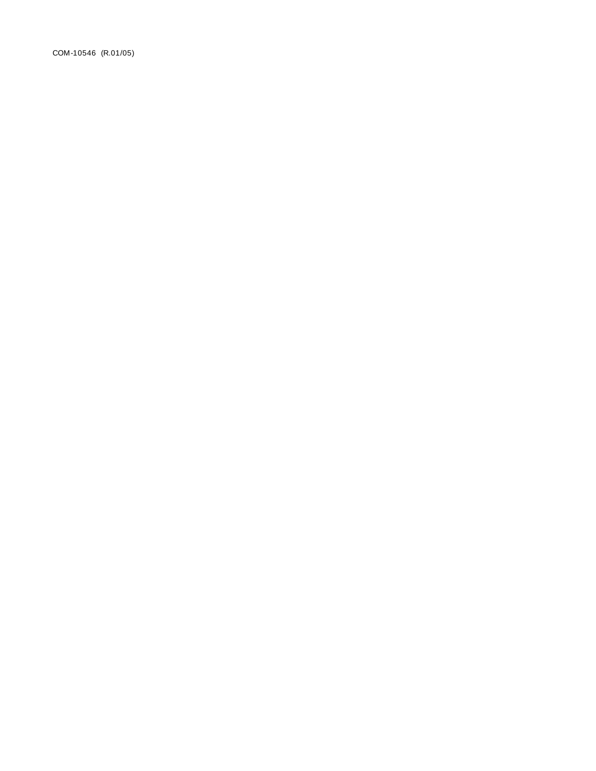COM-10546 (R.01/05)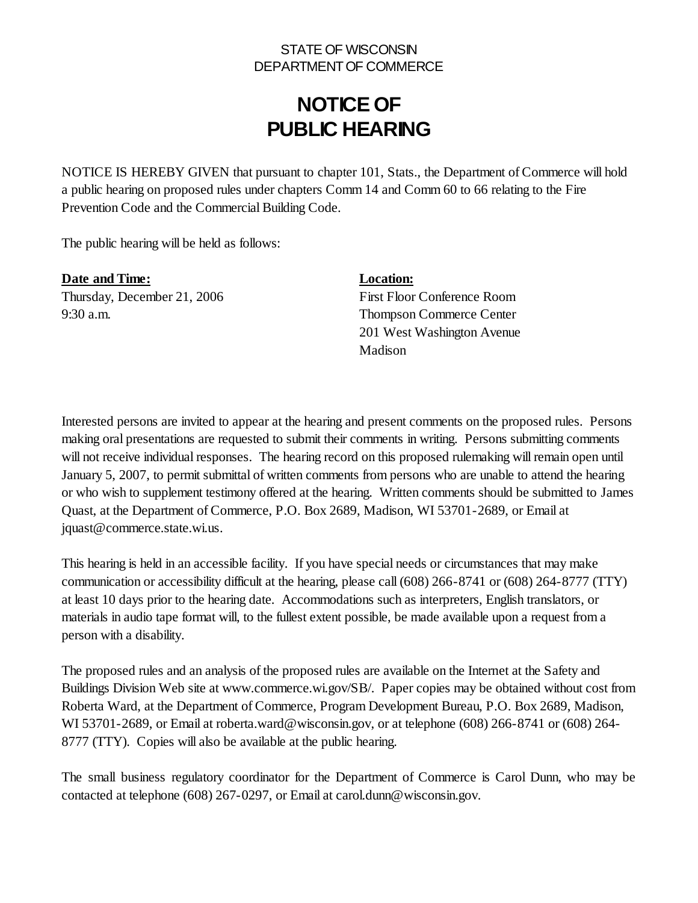STATE OF WISCONSIN
DEPARTMENT OF COMMERCE

# NOTICE OF PUBLIC HEARING

NOTICE IS HEREBY GIVEN that pursuant to chapter 101, Stats., the Department of Commerce will hold a public hearing on proposed rules under chapters Comm 14 and Comm 60 to 66 relating to the Fire Prevention Code and the Commercial Building Code.

The public hearing will be held as follows:

| **Date and Time:** | **Location:** |
| --- | --- |
| Thursday, December 21, 2006<br>9:30 a.m. | First Floor Conference Room<br>Thompson Commerce Center<br>201 West Washington Avenue<br>Madison |

Interested persons are invited to appear at the hearing and present comments on the proposed rules. Persons making oral presentations are requested to submit their comments in writing. Persons submitting comments will not receive individual responses. The hearing record on this proposed rulemaking will remain open until January 5, 2007, to permit submittal of written comments from persons who are unable to attend the hearing or who wish to supplement testimony offered at the hearing. Written comments should be submitted to James Quast, at the Department of Commerce, P.O. Box 2689, Madison, WI 53701-2689, or Email at jquast@commerce.state.wi.us.

This hearing is held in an accessible facility. If you have special needs or circumstances that may make communication or accessibility difficult at the hearing, please call (608) 266-8741 or (608) 264-8777 (TTY) at least 10 days prior to the hearing date. Accommodations such as interpreters, English translators, or materials in audio tape format will, to the fullest extent possible, be made available upon a request from a person with a disability.

The proposed rules and an analysis of the proposed rules are available on the Internet at the Safety and Buildings Division Web site at www.commerce.wi.gov/SB/. Paper copies may be obtained without cost from Roberta Ward, at the Department of Commerce, Program Development Bureau, P.O. Box 2689, Madison, WI 53701-2689, or Email at roberta.ward@wisconsin.gov, or at telephone (608) 266-8741 or (608) 264-8777 (TTY). Copies will also be available at the public hearing.

The small business regulatory coordinator for the Department of Commerce is Carol Dunn, who may be contacted at telephone (608) 267-0297, or Email at carol.dunn@wisconsin.gov.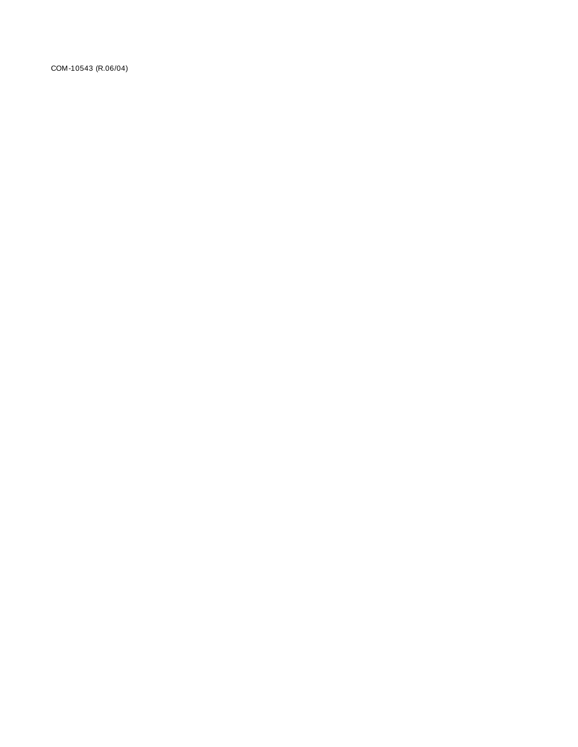COM-10543 (R.06/04)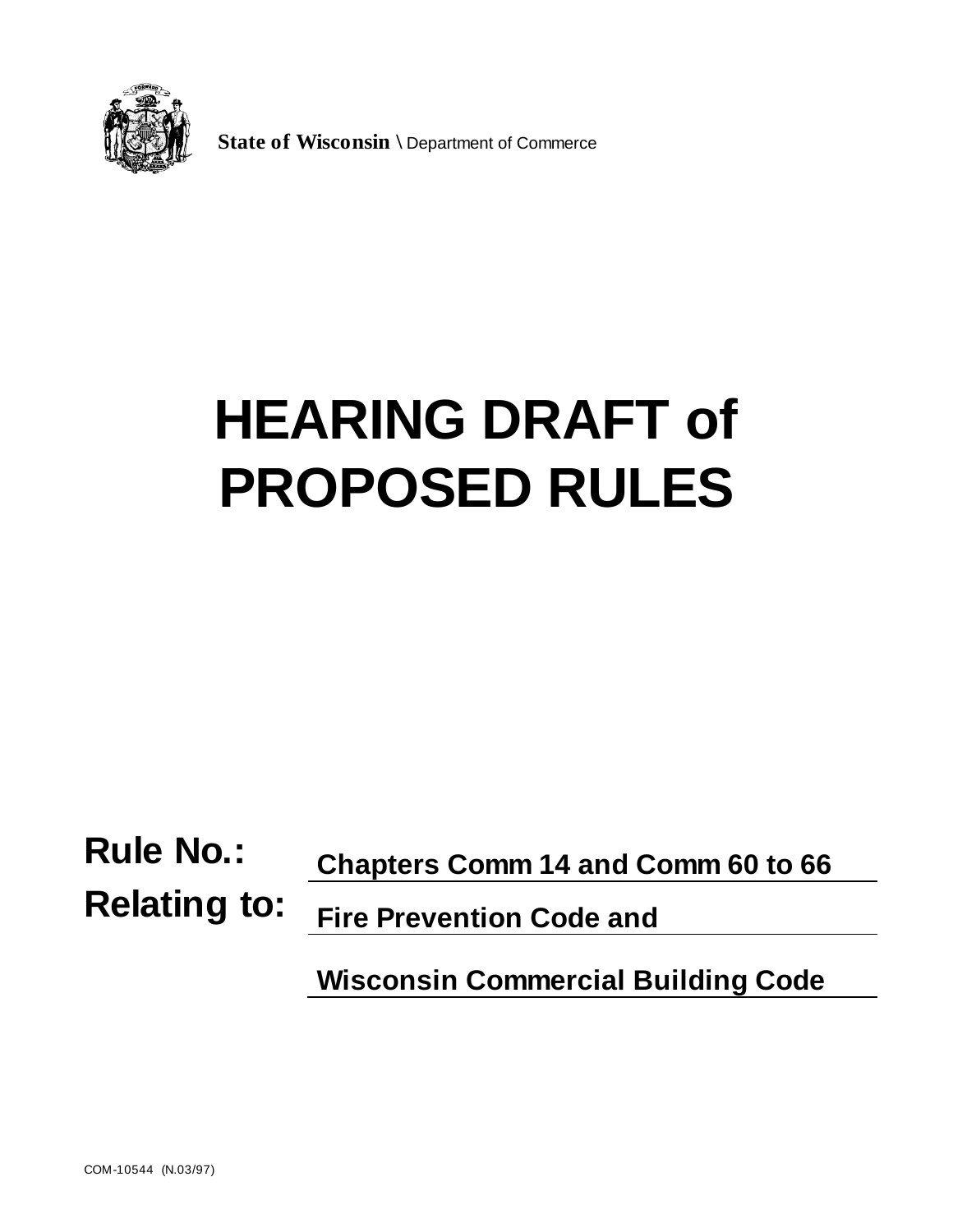**State of Wisconsin** \ Department of Commerce

# HEARING DRAFT of PROPOSED RULES

**Rule No.:** **Chapters Comm 14 and Comm 60 to 66**

**Relating to:** **Fire Prevention Code and**

**Wisconsin Commercial Building Code**

COM-10544 (N.03/97)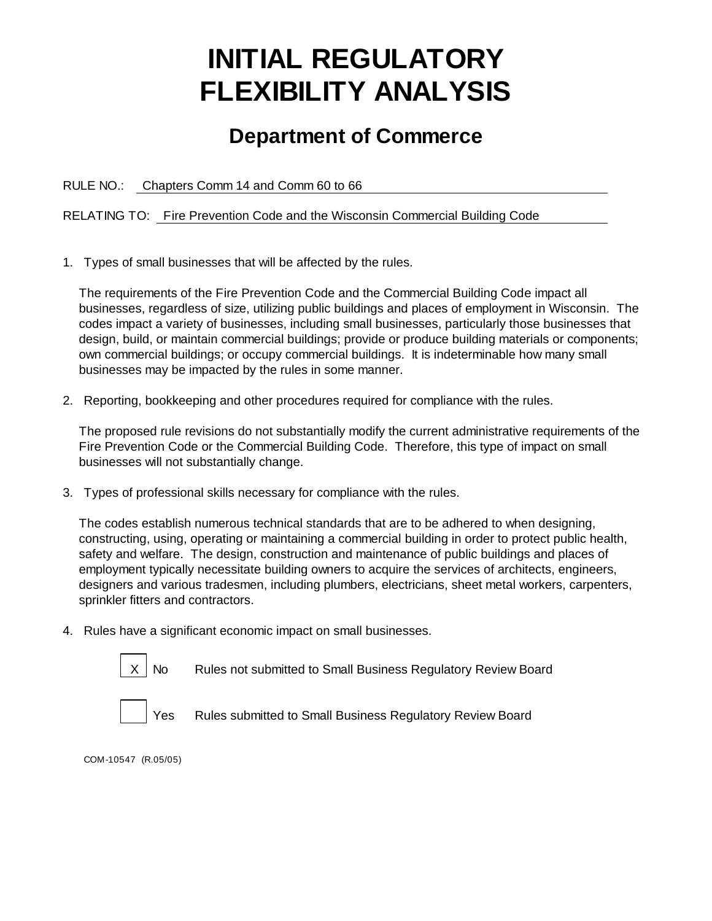# INITIAL REGULATORY FLEXIBILITY ANALYSIS

## Department of Commerce

RULE NO.: Chapters Comm 14 and Comm 60 to 66

RELATING TO: Fire Prevention Code and the Wisconsin Commercial Building Code

1. Types of small businesses that will be affected by the rules.

   The requirements of the Fire Prevention Code and the Commercial Building Code impact all businesses, regardless of size, utilizing public buildings and places of employment in Wisconsin. The codes impact a variety of businesses, including small businesses, particularly those businesses that design, build, or maintain commercial buildings; provide or produce building materials or components; own commercial buildings; or occupy commercial buildings. It is indeterminable how many small businesses may be impacted by the rules in some manner.

2. Reporting, bookkeeping and other procedures required for compliance with the rules.

   The proposed rule revisions do not substantially modify the current administrative requirements of the Fire Prevention Code or the Commercial Building Code. Therefore, this type of impact on small businesses will not substantially change.

3. Types of professional skills necessary for compliance with the rules.

   The codes establish numerous technical standards that are to be adhered to when designing, constructing, using, operating or maintaining a commercial building in order to protect public health, safety and welfare. The design, construction and maintenance of public buildings and places of employment typically necessitate building owners to acquire the services of architects, engineers, designers and various tradesmen, including plumbers, electricians, sheet metal workers, carpenters, sprinkler fitters and contractors.

4. Rules have a significant economic impact on small businesses.

   [X] No — Rules not submitted to Small Business Regulatory Review Board

   [ ] Yes — Rules submitted to Small Business Regulatory Review Board

COM-10547 (R.05/05)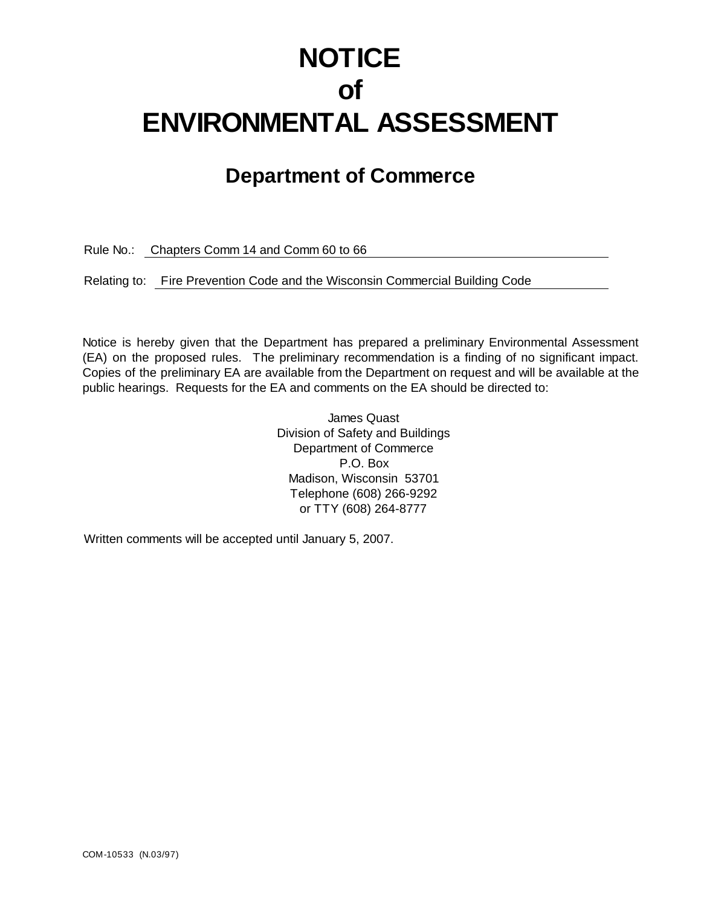# NOTICE
# of
# ENVIRONMENTAL ASSESSMENT

## Department of Commerce

Rule No.: Chapters Comm 14 and Comm 60 to 66

Relating to: Fire Prevention Code and the Wisconsin Commercial Building Code

Notice is hereby given that the Department has prepared a preliminary Environmental Assessment (EA) on the proposed rules. The preliminary recommendation is a finding of no significant impact. Copies of the preliminary EA are available from the Department on request and will be available at the public hearings. Requests for the EA and comments on the EA should be directed to:

James Quast
Division of Safety and Buildings
Department of Commerce
P.O. Box
Madison, Wisconsin 53701
Telephone (608) 266-9292
or TTY (608) 264-8777

Written comments will be accepted until January 5, 2007.

COM-10533 (N.03/97)